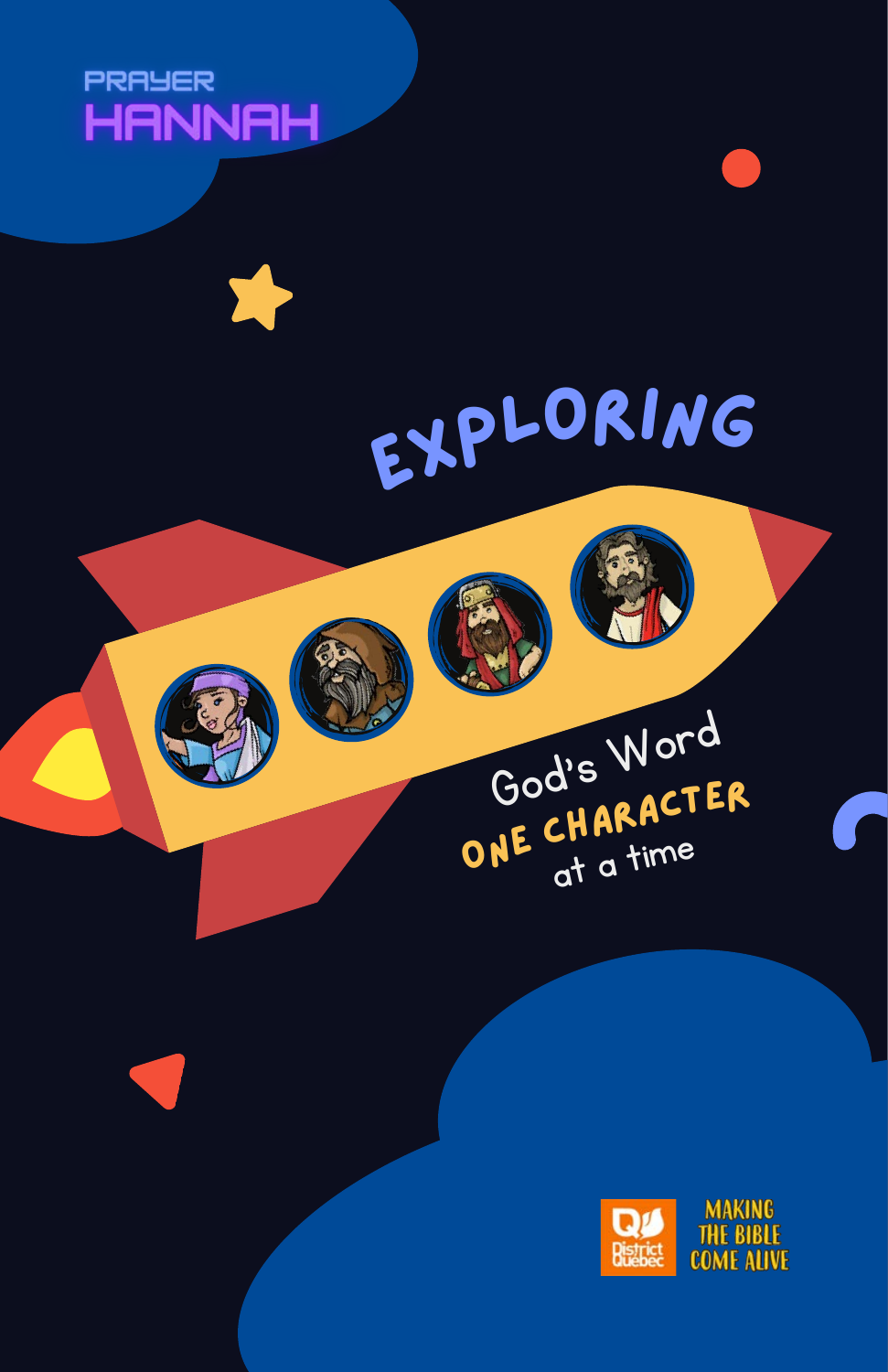PRAYER

# HANNAH

## EXPLORING

God's Word

**ONE CHARACTER**

at a time

District Québec

MAKING THE BIBLE COME ALIVE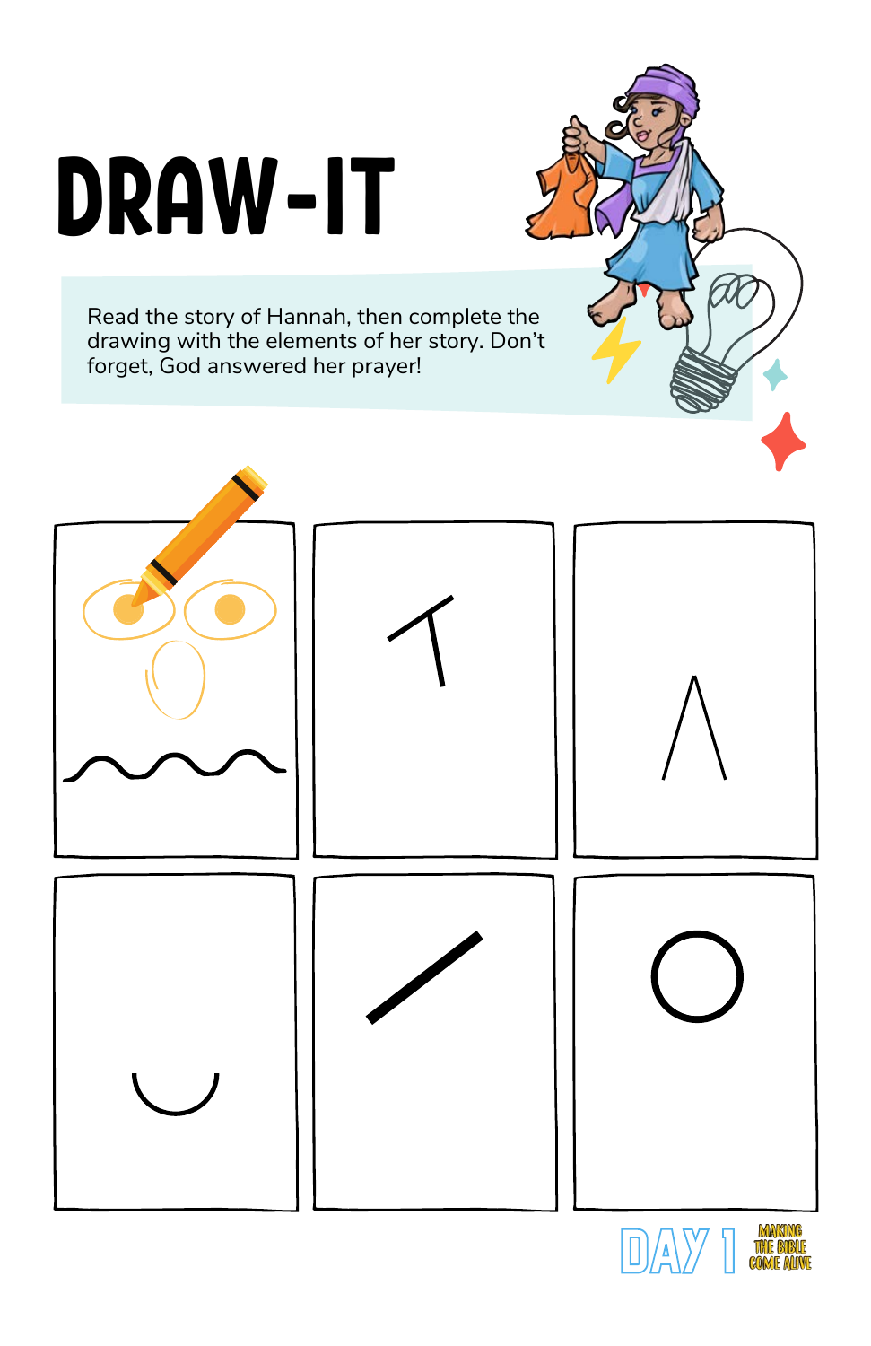# DRAW-IT

Read the story of Hannah, then complete the drawing with the elements of her story. Don't forget, God answered her prayer!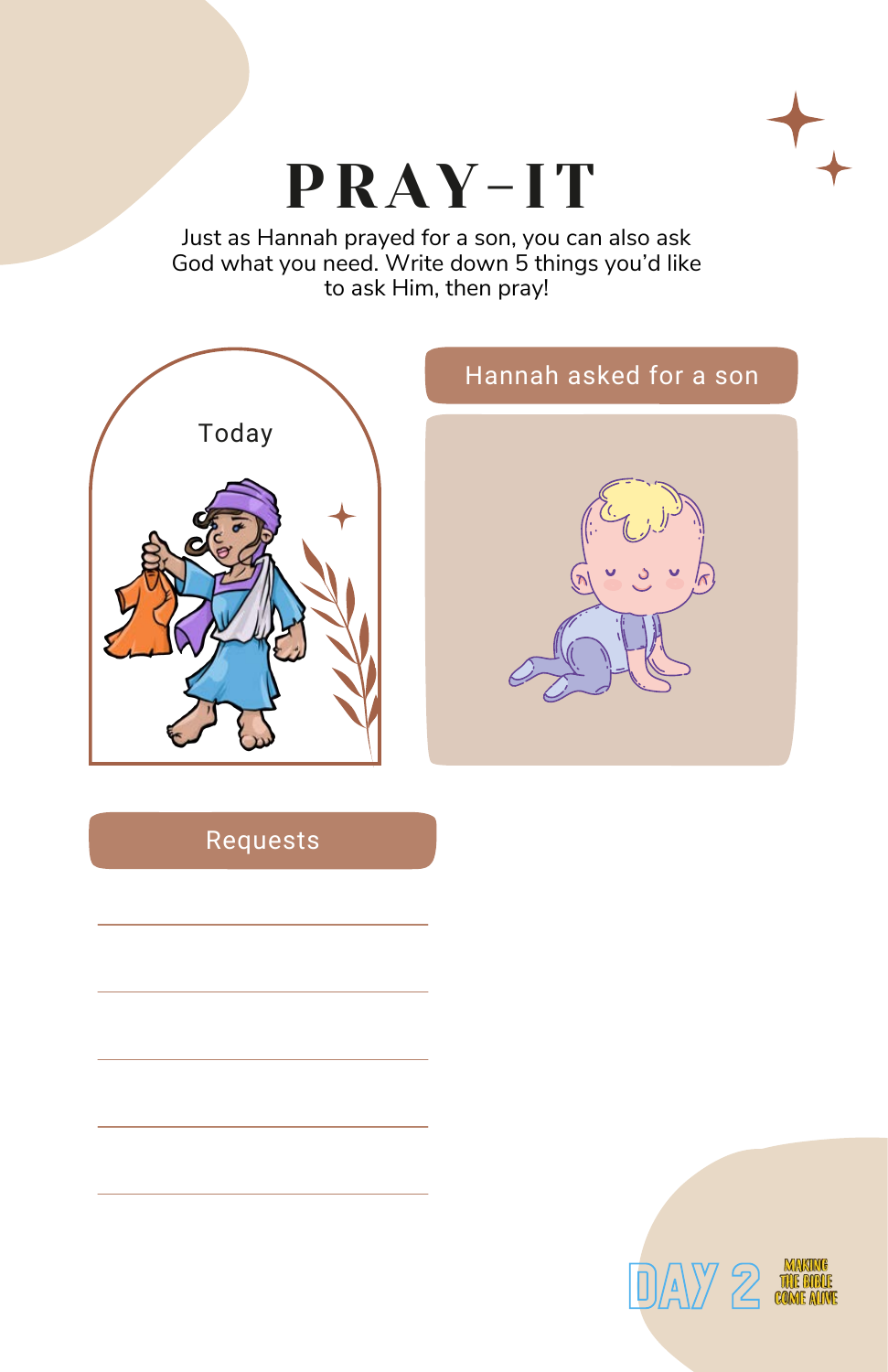# PRAY-IT

Just as Hannah prayed for a son, you can also ask God what you need. Write down 5 things you'd like to ask Him, then pray!

Today

Hannah asked for a son

Requests

_______________

_______________

_______________

_______________

_______________

DAY 2

MAKING THE BIBLE COME ALIVE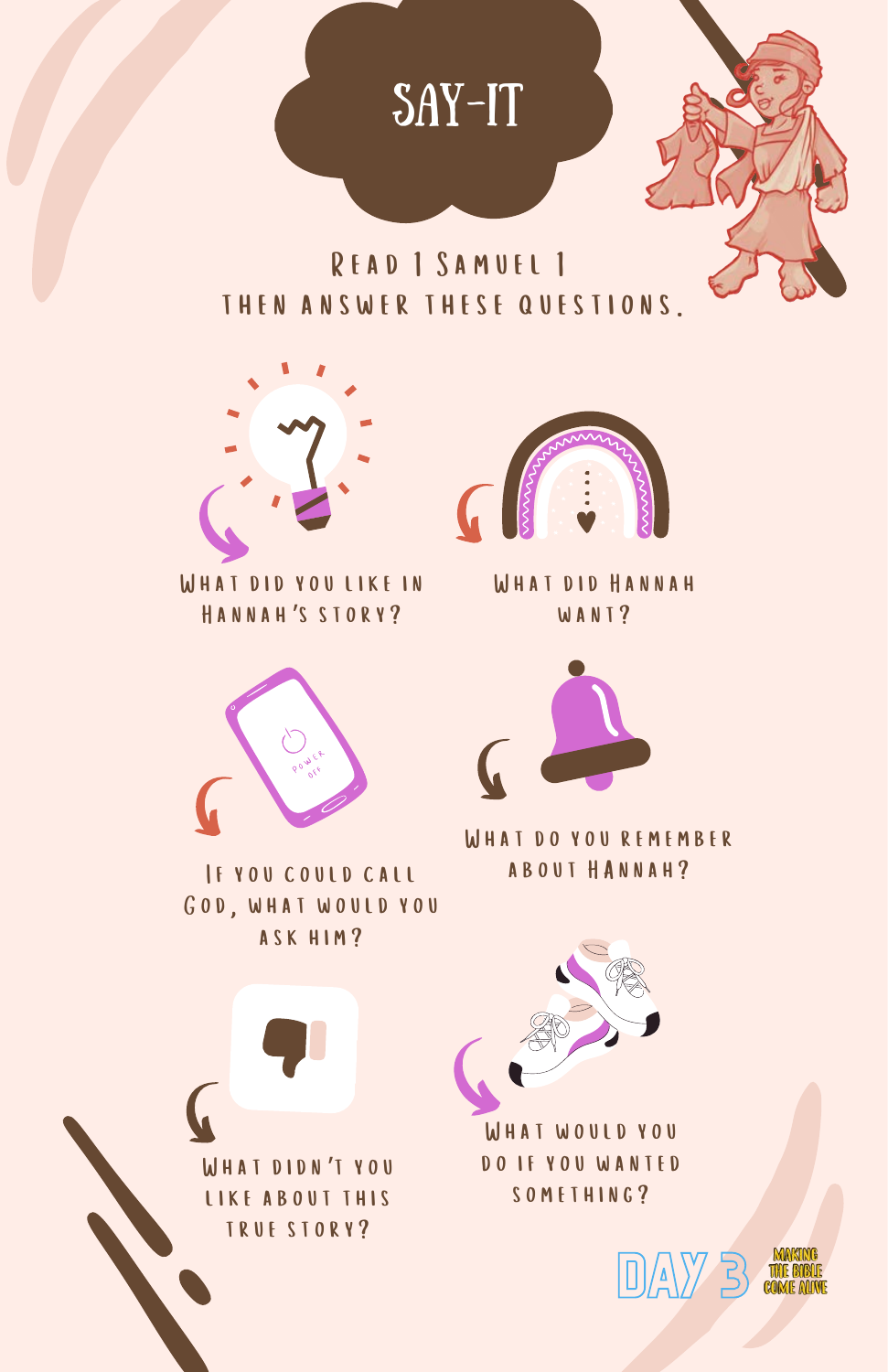# SAY-IT

Read 1 Samuel 1 then answer these questions.

- What did you like in Hannah's story?
- What did Hannah want?
- If you could call God, what would you ask him?
- What do you remember about Hannah?
- What didn't you like about this true story?
- What would you do if you wanted something?

DAY 3

MAKING THE BIBLE COME ALIVE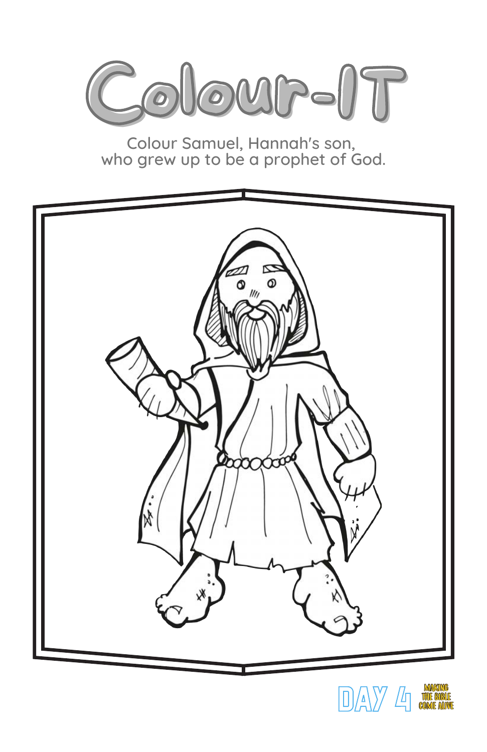# Colour-IT

Colour Samuel, Hannah's son, who grew up to be a prophet of God.

DAY 4 MAKING THE BIBLE COME ALIVE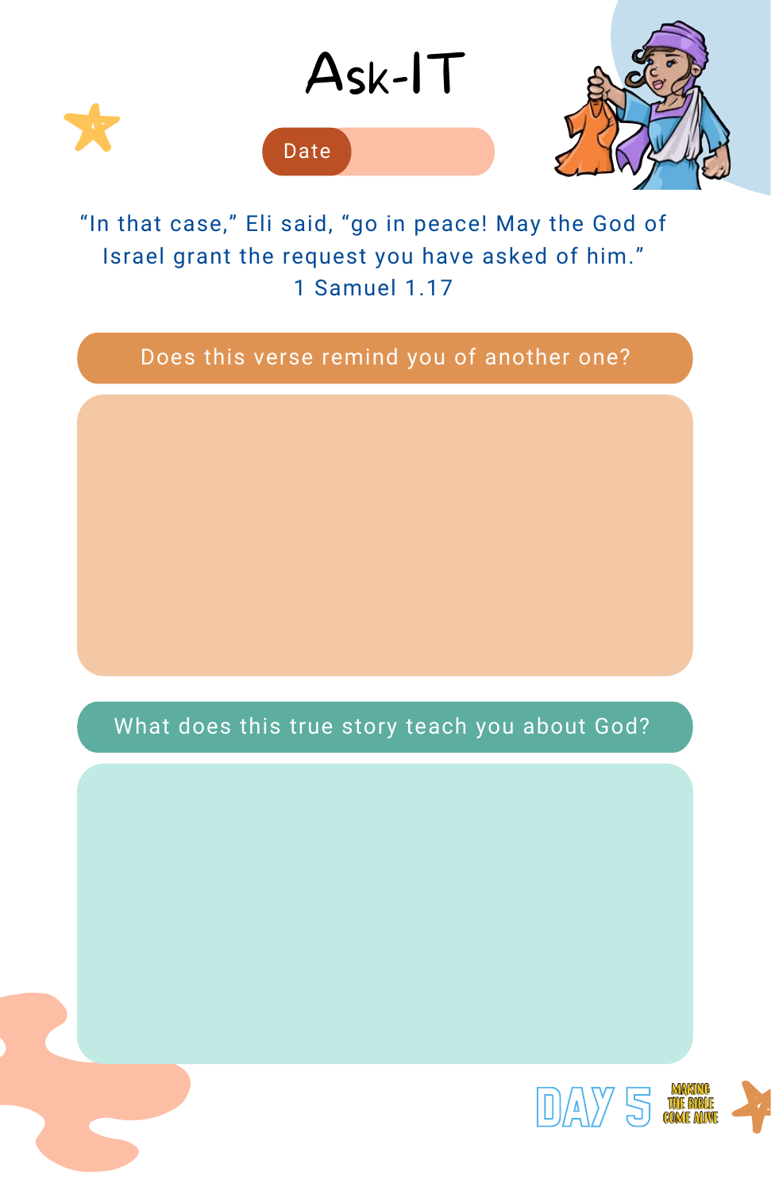# Ask-IT

Date

"In that case," Eli said, "go in peace! May the God of Israel grant the request you have asked of him."
1 Samuel 1.17

**Does this verse remind you of another one?**

**What does this true story teach you about God?**

DAY 5 MAKING THE BIBLE COME ALIVE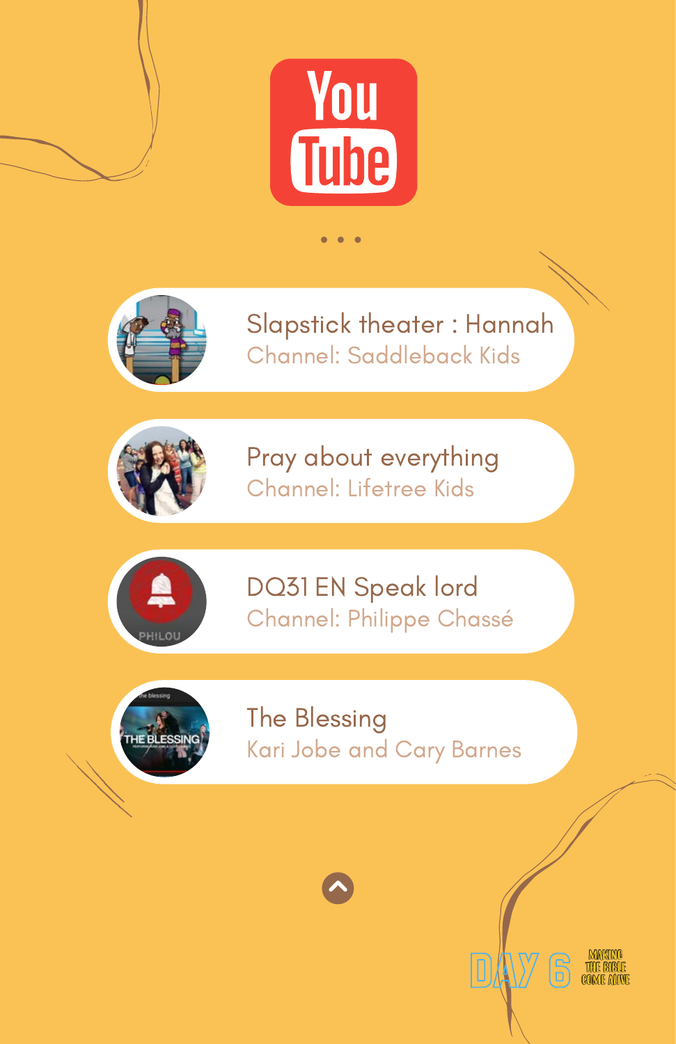# YouTube

Slapstick theater : Hannah
Channel: Saddleback Kids

Pray about everything
Channel: Lifetree Kids

DQ31 EN Speak lord
Channel: Philippe Chassé

The Blessing
Kari Jobe and Cary Barnes

DAY 6 MAKING THE BIBLE COME ALIVE